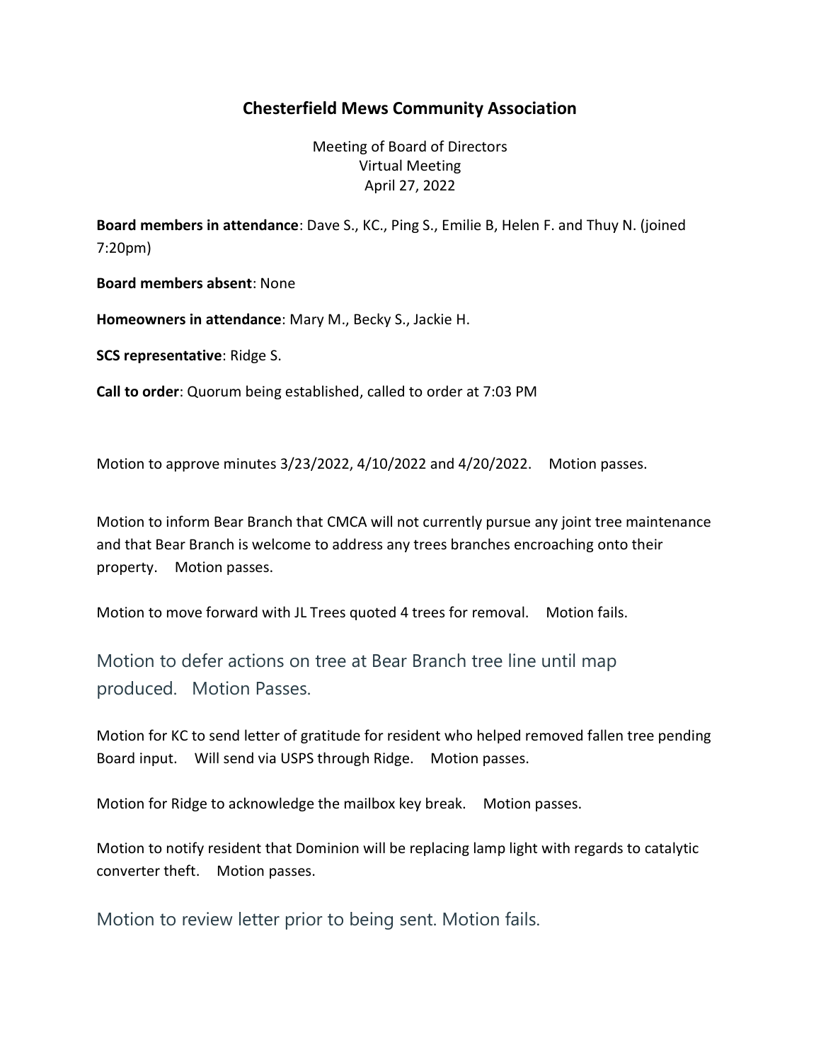# Chesterfield Mews Community Association

Meeting of Board of Directors
Virtual Meeting
April 27, 2022

**Board members in attendance**: Dave S., KC., Ping S., Emilie B, Helen F. and Thuy N. (joined 7:20pm)

**Board members absent**: None

**Homeowners in attendance**: Mary M., Becky S., Jackie H.

**SCS representative**: Ridge S.

**Call to order**: Quorum being established, called to order at 7:03 PM

Motion to approve minutes 3/23/2022, 4/10/2022 and 4/20/2022. Motion passes.

Motion to inform Bear Branch that CMCA will not currently pursue any joint tree maintenance and that Bear Branch is welcome to address any trees branches encroaching onto their property. Motion passes.

Motion to move forward with JL Trees quoted 4 trees for removal. Motion fails.

Motion to defer actions on tree at Bear Branch tree line until map produced. Motion Passes.

Motion for KC to send letter of gratitude for resident who helped removed fallen tree pending Board input. Will send via USPS through Ridge. Motion passes.

Motion for Ridge to acknowledge the mailbox key break. Motion passes.

Motion to notify resident that Dominion will be replacing lamp light with regards to catalytic converter theft. Motion passes.

Motion to review letter prior to being sent. Motion fails.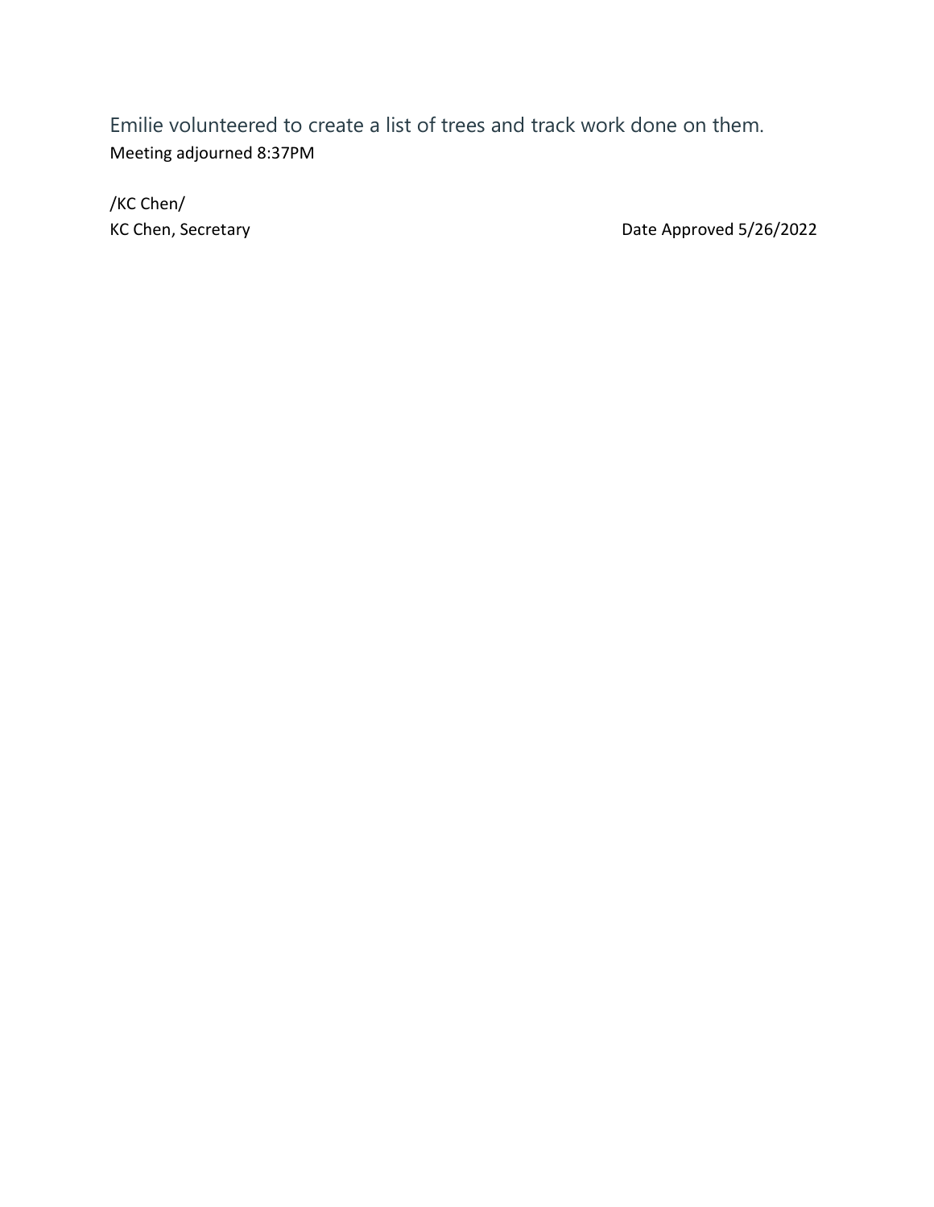Emilie volunteered to create a list of trees and track work done on them.

Meeting adjourned 8:37PM

/KC Chen/

KC Chen, Secretary

Date Approved 5/26/2022